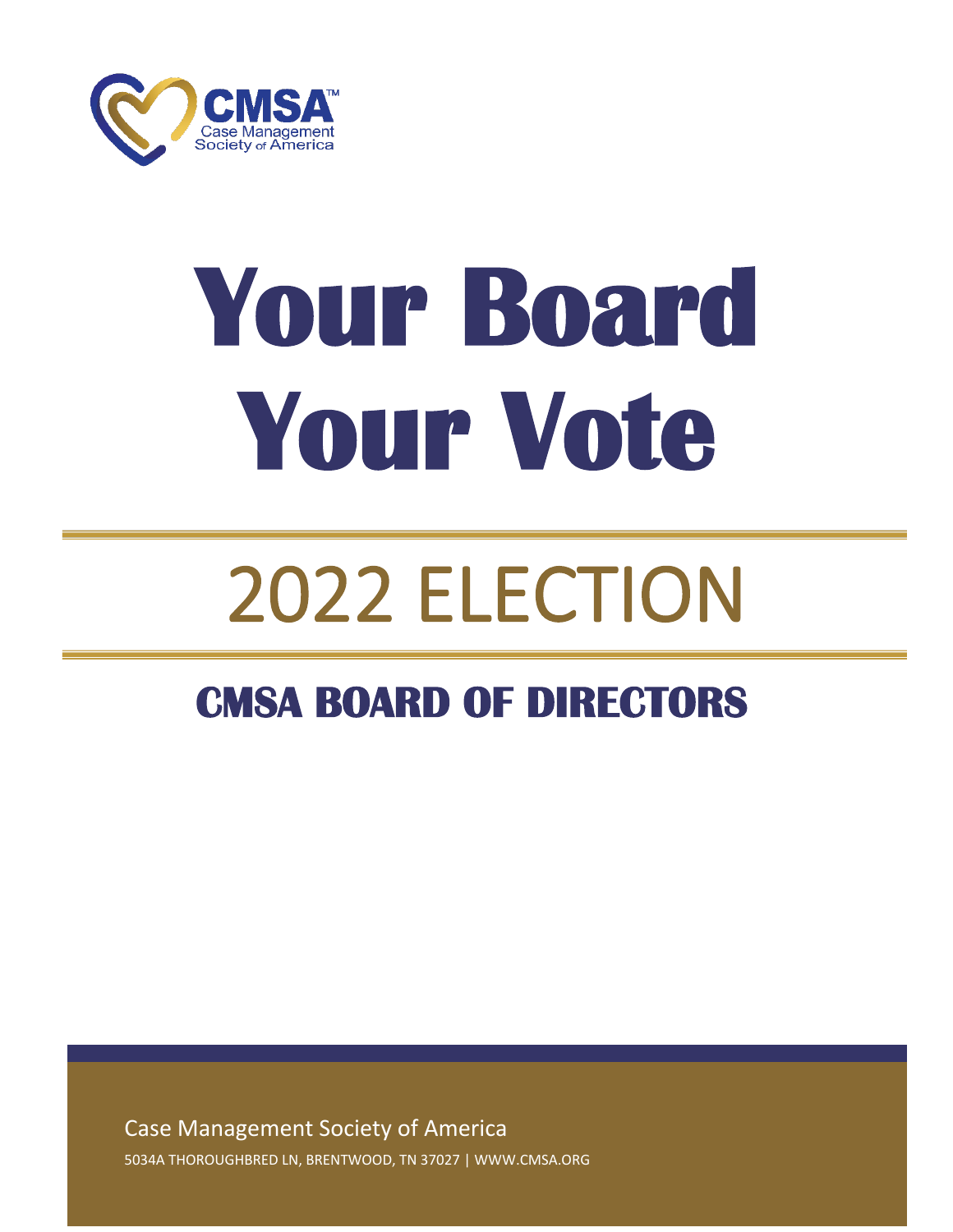CMSA™
Case Management
Society of America

# Your Board Your Vote

# 2022 ELECTION

## CMSA BOARD OF DIRECTORS

Case Management Society of America

5034A THOROUGHBRED LN, BRENTWOOD, TN 37027 | WWW.CMSA.ORG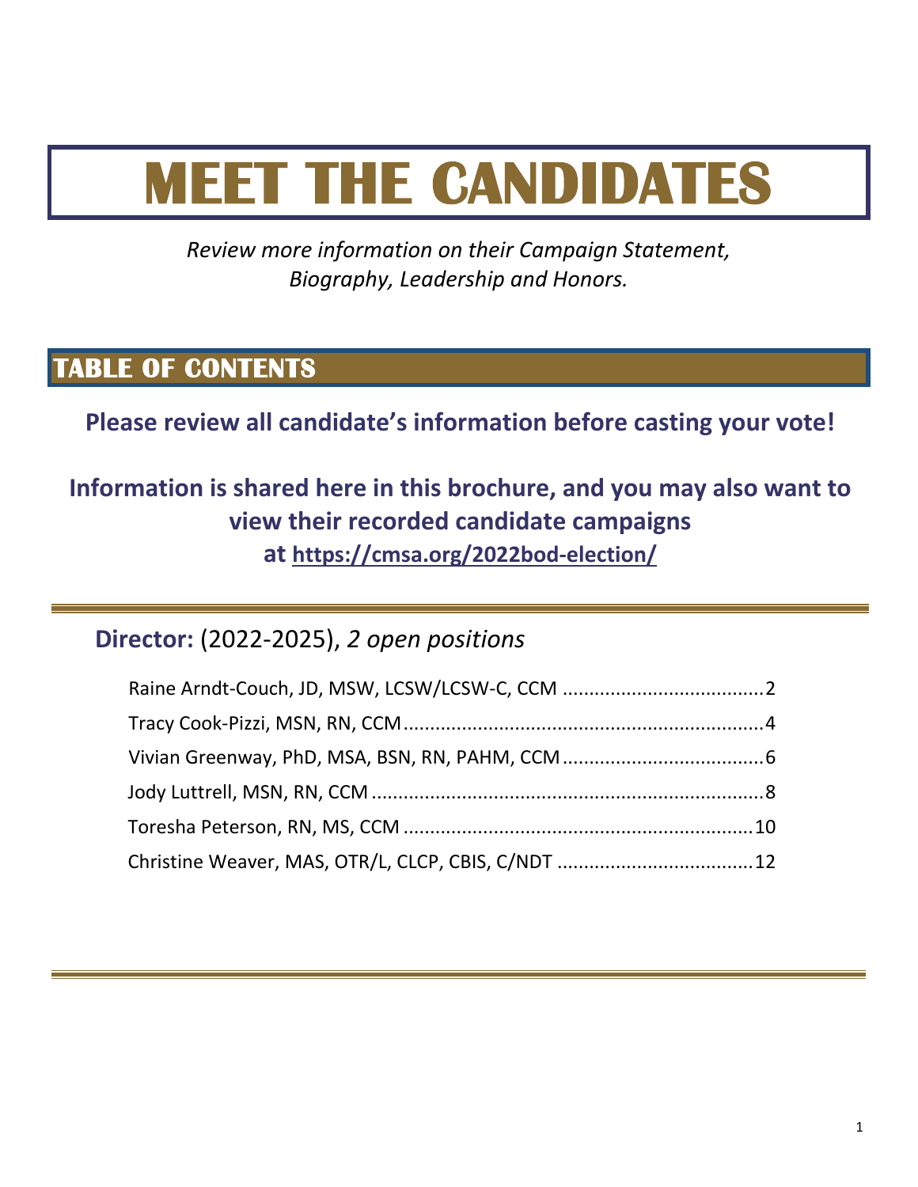# MEET THE CANDIDATES

*Review more information on their Campaign Statement, Biography, Leadership and Honors.*

## TABLE OF CONTENTS

**Please review all candidate's information before casting your vote!**

**Information is shared here in this brochure, and you may also want to view their recorded candidate campaigns at https://cmsa.org/2022bod-election/**

**Director:** (2022-2025), *2 open positions*

- Raine Arndt-Couch, JD, MSW, LCSW/LCSW-C, CCM ..................................... 2
- Tracy Cook-Pizzi, MSN, RN, CCM ..................................... 4
- Vivian Greenway, PhD, MSA, BSN, RN, PAHM, CCM ..................................... 6
- Jody Luttrell, MSN, RN, CCM ..................................... 8
- Toresha Peterson, RN, MS, CCM ..................................... 10
- Christine Weaver, MAS, OTR/L, CLCP, CBIS, C/NDT ..................................... 12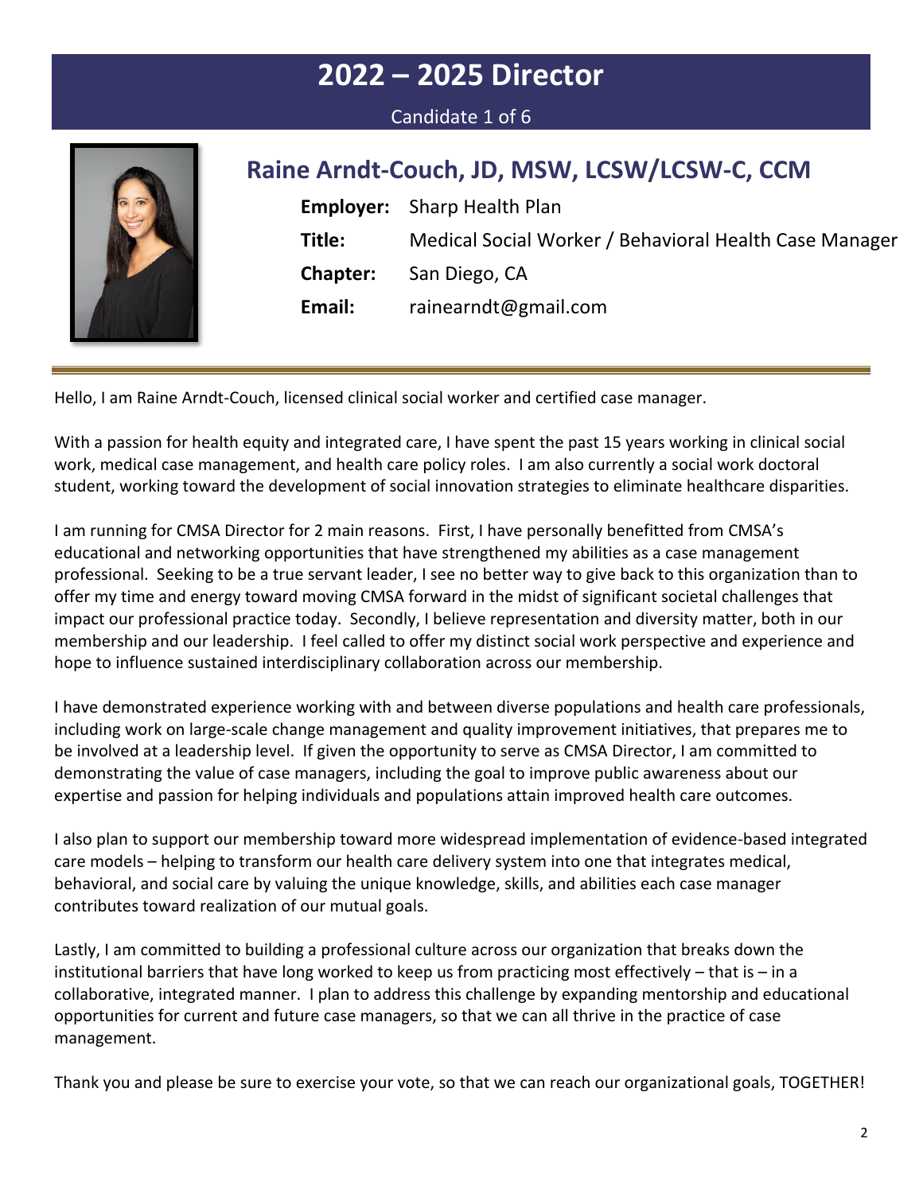# 2022 – 2025 Director

Candidate 1 of 6

## Raine Arndt-Couch, JD, MSW, LCSW/LCSW-C, CCM

**Employer:** Sharp Health Plan

**Title:** Medical Social Worker / Behavioral Health Case Manager

**Chapter:** San Diego, CA

**Email:** rainearndt@gmail.com

Hello, I am Raine Arndt-Couch, licensed clinical social worker and certified case manager.

With a passion for health equity and integrated care, I have spent the past 15 years working in clinical social work, medical case management, and health care policy roles. I am also currently a social work doctoral student, working toward the development of social innovation strategies to eliminate healthcare disparities.

I am running for CMSA Director for 2 main reasons. First, I have personally benefitted from CMSA's educational and networking opportunities that have strengthened my abilities as a case management professional. Seeking to be a true servant leader, I see no better way to give back to this organization than to offer my time and energy toward moving CMSA forward in the midst of significant societal challenges that impact our professional practice today. Secondly, I believe representation and diversity matter, both in our membership and our leadership. I feel called to offer my distinct social work perspective and experience and hope to influence sustained interdisciplinary collaboration across our membership.

I have demonstrated experience working with and between diverse populations and health care professionals, including work on large-scale change management and quality improvement initiatives, that prepares me to be involved at a leadership level. If given the opportunity to serve as CMSA Director, I am committed to demonstrating the value of case managers, including the goal to improve public awareness about our expertise and passion for helping individuals and populations attain improved health care outcomes.

I also plan to support our membership toward more widespread implementation of evidence-based integrated care models – helping to transform our health care delivery system into one that integrates medical, behavioral, and social care by valuing the unique knowledge, skills, and abilities each case manager contributes toward realization of our mutual goals.

Lastly, I am committed to building a professional culture across our organization that breaks down the institutional barriers that have long worked to keep us from practicing most effectively – that is – in a collaborative, integrated manner. I plan to address this challenge by expanding mentorship and educational opportunities for current and future case managers, so that we can all thrive in the practice of case management.

Thank you and please be sure to exercise your vote, so that we can reach our organizational goals, TOGETHER!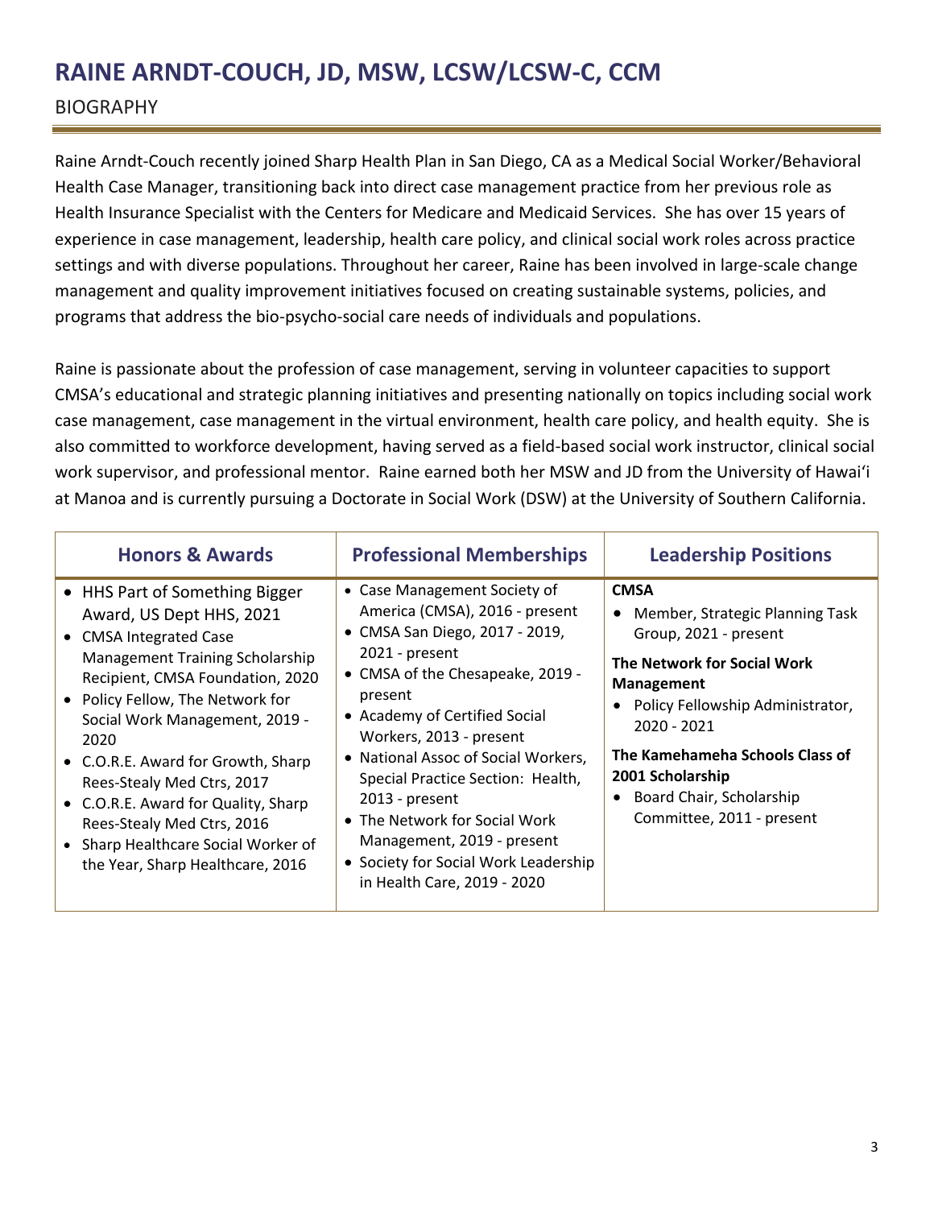# RAINE ARNDT-COUCH, JD, MSW, LCSW/LCSW-C, CCM

BIOGRAPHY

Raine Arndt-Couch recently joined Sharp Health Plan in San Diego, CA as a Medical Social Worker/Behavioral Health Case Manager, transitioning back into direct case management practice from her previous role as Health Insurance Specialist with the Centers for Medicare and Medicaid Services. She has over 15 years of experience in case management, leadership, health care policy, and clinical social work roles across practice settings and with diverse populations. Throughout her career, Raine has been involved in large-scale change management and quality improvement initiatives focused on creating sustainable systems, policies, and programs that address the bio-psycho-social care needs of individuals and populations.

Raine is passionate about the profession of case management, serving in volunteer capacities to support CMSA's educational and strategic planning initiatives and presenting nationally on topics including social work case management, case management in the virtual environment, health care policy, and health equity. She is also committed to workforce development, having served as a field-based social work instructor, clinical social work supervisor, and professional mentor. Raine earned both her MSW and JD from the University of Hawaiʻi at Manoa and is currently pursuing a Doctorate in Social Work (DSW) at the University of Southern California.

| Honors & Awards | Professional Memberships | Leadership Positions |
|---|---|---|
| • HHS Part of Something Bigger Award, US Dept HHS, 2021<br>• CMSA Integrated Case Management Training Scholarship Recipient, CMSA Foundation, 2020<br>• Policy Fellow, The Network for Social Work Management, 2019 - 2020<br>• C.O.R.E. Award for Growth, Sharp Rees-Stealy Med Ctrs, 2017<br>• C.O.R.E. Award for Quality, Sharp Rees-Stealy Med Ctrs, 2016<br>• Sharp Healthcare Social Worker of the Year, Sharp Healthcare, 2016 | • Case Management Society of America (CMSA), 2016 - present<br>• CMSA San Diego, 2017 - 2019, 2021 - present<br>• CMSA of the Chesapeake, 2019 - present<br>• Academy of Certified Social Workers, 2013 - present<br>• National Assoc of Social Workers, Special Practice Section: Health, 2013 - present<br>• The Network for Social Work Management, 2019 - present<br>• Society for Social Work Leadership in Health Care, 2019 - 2020 | **CMSA**<br>• Member, Strategic Planning Task Group, 2021 - present<br>**The Network for Social Work Management**<br>• Policy Fellowship Administrator, 2020 - 2021<br>**The Kamehameha Schools Class of 2001 Scholarship**<br>• Board Chair, Scholarship Committee, 2011 - present |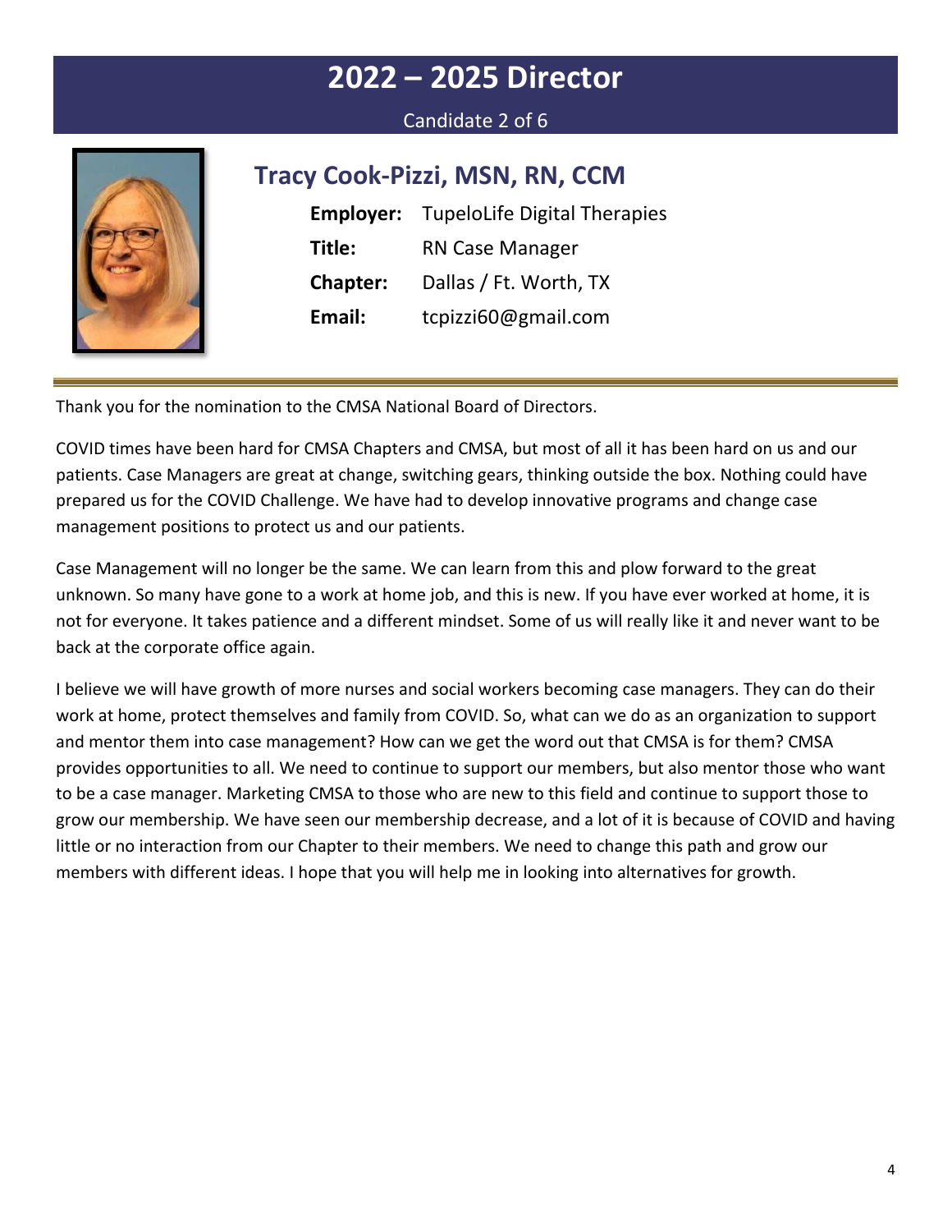# 2022 – 2025 Director

Candidate 2 of 6

## Tracy Cook-Pizzi, MSN, RN, CCM

**Employer:** TupeloLife Digital Therapies

**Title:** RN Case Manager

**Chapter:** Dallas / Ft. Worth, TX

**Email:** tcpizzi60@gmail.com

---

Thank you for the nomination to the CMSA National Board of Directors.

COVID times have been hard for CMSA Chapters and CMSA, but most of all it has been hard on us and our patients. Case Managers are great at change, switching gears, thinking outside the box. Nothing could have prepared us for the COVID Challenge. We have had to develop innovative programs and change case management positions to protect us and our patients.

Case Management will no longer be the same. We can learn from this and plow forward to the great unknown. So many have gone to a work at home job, and this is new. If you have ever worked at home, it is not for everyone. It takes patience and a different mindset. Some of us will really like it and never want to be back at the corporate office again.

I believe we will have growth of more nurses and social workers becoming case managers. They can do their work at home, protect themselves and family from COVID. So, what can we do as an organization to support and mentor them into case management? How can we get the word out that CMSA is for them? CMSA provides opportunities to all. We need to continue to support our members, but also mentor those who want to be a case manager. Marketing CMSA to those who are new to this field and continue to support those to grow our membership. We have seen our membership decrease, and a lot of it is because of COVID and having little or no interaction from our Chapter to their members. We need to change this path and grow our members with different ideas. I hope that you will help me in looking into alternatives for growth.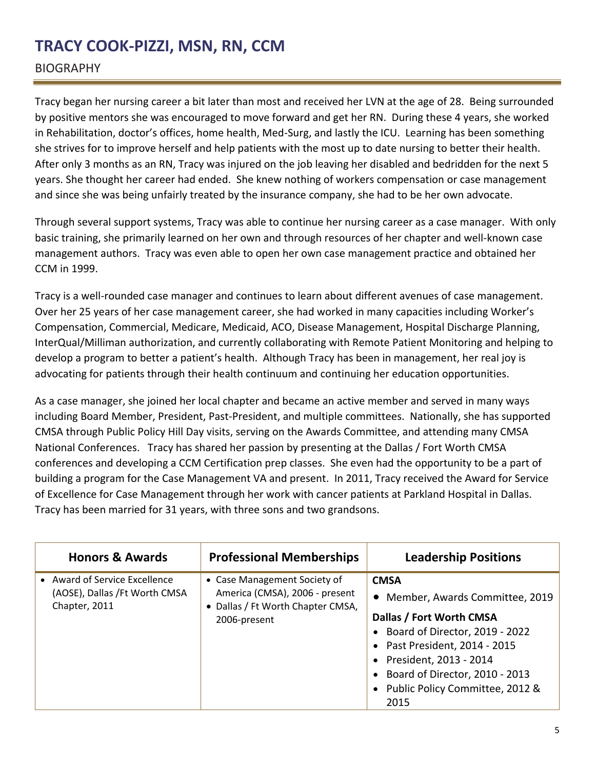# TRACY COOK-PIZZI, MSN, RN, CCM

## BIOGRAPHY

Tracy began her nursing career a bit later than most and received her LVN at the age of 28. Being surrounded by positive mentors she was encouraged to move forward and get her RN. During these 4 years, she worked in Rehabilitation, doctor's offices, home health, Med-Surg, and lastly the ICU. Learning has been something she strives for to improve herself and help patients with the most up to date nursing to better their health. After only 3 months as an RN, Tracy was injured on the job leaving her disabled and bedridden for the next 5 years. She thought her career had ended. She knew nothing of workers compensation or case management and since she was being unfairly treated by the insurance company, she had to be her own advocate.

Through several support systems, Tracy was able to continue her nursing career as a case manager. With only basic training, she primarily learned on her own and through resources of her chapter and well-known case management authors. Tracy was even able to open her own case management practice and obtained her CCM in 1999.

Tracy is a well-rounded case manager and continues to learn about different avenues of case management. Over her 25 years of her case management career, she had worked in many capacities including Worker's Compensation, Commercial, Medicare, Medicaid, ACO, Disease Management, Hospital Discharge Planning, InterQual/Milliman authorization, and currently collaborating with Remote Patient Monitoring and helping to develop a program to better a patient's health. Although Tracy has been in management, her real joy is advocating for patients through their health continuum and continuing her education opportunities.

As a case manager, she joined her local chapter and became an active member and served in many ways including Board Member, President, Past-President, and multiple committees. Nationally, she has supported CMSA through Public Policy Hill Day visits, serving on the Awards Committee, and attending many CMSA National Conferences. Tracy has shared her passion by presenting at the Dallas / Fort Worth CMSA conferences and developing a CCM Certification prep classes. She even had the opportunity to be a part of building a program for the Case Management VA and present. In 2011, Tracy received the Award for Service of Excellence for Case Management through her work with cancer patients at Parkland Hospital in Dallas. Tracy has been married for 31 years, with three sons and two grandsons.

| Honors & Awards | Professional Memberships | Leadership Positions |
|---|---|---|
| • Award of Service Excellence (AOSE), Dallas /Ft Worth CMSA Chapter, 2011 | • Case Management Society of America (CMSA), 2006 - present<br>• Dallas / Ft Worth Chapter CMSA, 2006-present | **CMSA**<br>• Member, Awards Committee, 2019<br>**Dallas / Fort Worth CMSA**<br>• Board of Director, 2019 - 2022<br>• Past President, 2014 - 2015<br>• President, 2013 - 2014<br>• Board of Director, 2010 - 2013<br>• Public Policy Committee, 2012 & 2015 |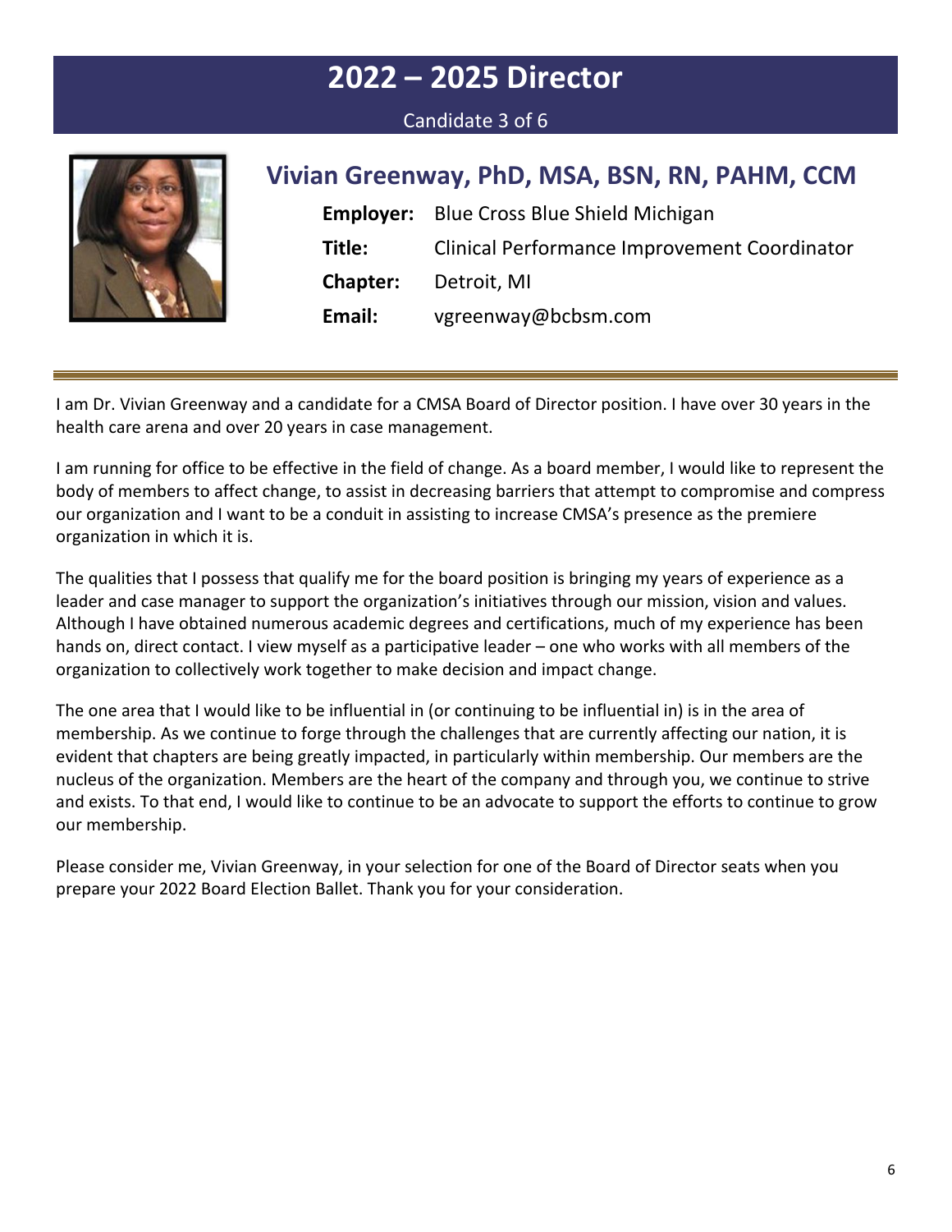# 2022 – 2025 Director

Candidate 3 of 6

## Vivian Greenway, PhD, MSA, BSN, RN, PAHM, CCM

**Employer:** Blue Cross Blue Shield Michigan

**Title:** Clinical Performance Improvement Coordinator

**Chapter:** Detroit, MI

**Email:** vgreenway@bcbsm.com

---

I am Dr. Vivian Greenway and a candidate for a CMSA Board of Director position. I have over 30 years in the health care arena and over 20 years in case management.

I am running for office to be effective in the field of change. As a board member, I would like to represent the body of members to affect change, to assist in decreasing barriers that attempt to compromise and compress our organization and I want to be a conduit in assisting to increase CMSA's presence as the premiere organization in which it is.

The qualities that I possess that qualify me for the board position is bringing my years of experience as a leader and case manager to support the organization's initiatives through our mission, vision and values. Although I have obtained numerous academic degrees and certifications, much of my experience has been hands on, direct contact. I view myself as a participative leader – one who works with all members of the organization to collectively work together to make decision and impact change.

The one area that I would like to be influential in (or continuing to be influential in) is in the area of membership. As we continue to forge through the challenges that are currently affecting our nation, it is evident that chapters are being greatly impacted, in particularly within membership. Our members are the nucleus of the organization. Members are the heart of the company and through you, we continue to strive and exists. To that end, I would like to continue to be an advocate to support the efforts to continue to grow our membership.

Please consider me, Vivian Greenway, in your selection for one of the Board of Director seats when you prepare your 2022 Board Election Ballet. Thank you for your consideration.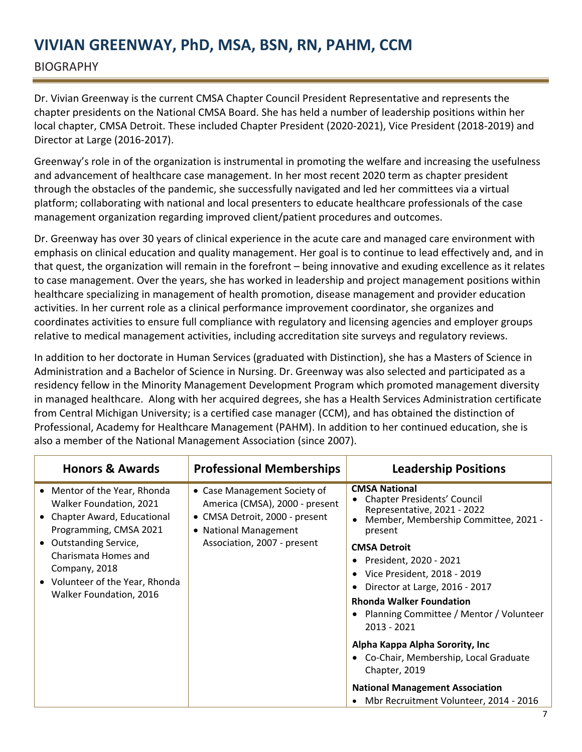# VIVIAN GREENWAY, PhD, MSA, BSN, RN, PAHM, CCM

## BIOGRAPHY

Dr. Vivian Greenway is the current CMSA Chapter Council President Representative and represents the chapter presidents on the National CMSA Board. She has held a number of leadership positions within her local chapter, CMSA Detroit. These included Chapter President (2020-2021), Vice President (2018-2019) and Director at Large (2016-2017).

Greenway's role in of the organization is instrumental in promoting the welfare and increasing the usefulness and advancement of healthcare case management. In her most recent 2020 term as chapter president through the obstacles of the pandemic, she successfully navigated and led her committees via a virtual platform; collaborating with national and local presenters to educate healthcare professionals of the case management organization regarding improved client/patient procedures and outcomes.

Dr. Greenway has over 30 years of clinical experience in the acute care and managed care environment with emphasis on clinical education and quality management. Her goal is to continue to lead effectively and, and in that quest, the organization will remain in the forefront – being innovative and exuding excellence as it relates to case management. Over the years, she has worked in leadership and project management positions within healthcare specializing in management of health promotion, disease management and provider education activities. In her current role as a clinical performance improvement coordinator, she organizes and coordinates activities to ensure full compliance with regulatory and licensing agencies and employer groups relative to medical management activities, including accreditation site surveys and regulatory reviews.

In addition to her doctorate in Human Services (graduated with Distinction), she has a Masters of Science in Administration and a Bachelor of Science in Nursing. Dr. Greenway was also selected and participated as a residency fellow in the Minority Management Development Program which promoted management diversity in managed healthcare. Along with her acquired degrees, she has a Health Services Administration certificate from Central Michigan University; is a certified case manager (CCM), and has obtained the distinction of Professional, Academy for Healthcare Management (PAHM). In addition to her continued education, she is also a member of the National Management Association (since 2007).

| Honors & Awards | Professional Memberships | Leadership Positions |
|---|---|---|
| • Mentor of the Year, Rhonda Walker Foundation, 2021<br>• Chapter Award, Educational Programming, CMSA 2021<br>• Outstanding Service, Charismata Homes and Company, 2018<br>• Volunteer of the Year, Rhonda Walker Foundation, 2016 | • Case Management Society of America (CMSA), 2000 - present<br>• CMSA Detroit, 2000 - present<br>• National Management Association, 2007 - present | **CMSA National**<br>• Chapter Presidents' Council Representative, 2021 - 2022<br>• Member, Membership Committee, 2021 - present<br>**CMSA Detroit**<br>• President, 2020 - 2021<br>• Vice President, 2018 - 2019<br>• Director at Large, 2016 - 2017<br>**Rhonda Walker Foundation**<br>• Planning Committee / Mentor / Volunteer 2013 - 2021<br>**Alpha Kappa Alpha Sorority, Inc**<br>• Co-Chair, Membership, Local Graduate Chapter, 2019<br>**National Management Association**<br>• Mbr Recruitment Volunteer, 2014 - 2016 |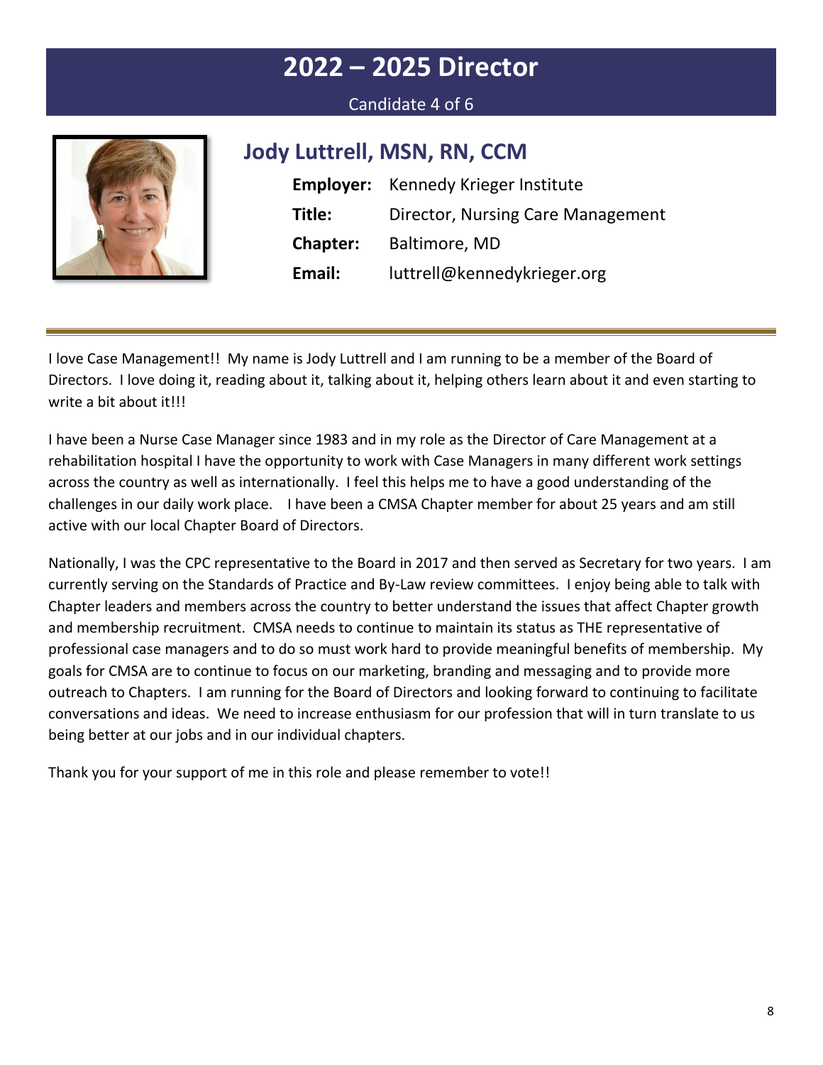# 2022 – 2025 Director

Candidate 4 of 6

## Jody Luttrell, MSN, RN, CCM

**Employer:** Kennedy Krieger Institute

**Title:** Director, Nursing Care Management

**Chapter:** Baltimore, MD

**Email:** luttrell@kennedykrieger.org

---

I love Case Management!! My name is Jody Luttrell and I am running to be a member of the Board of Directors. I love doing it, reading about it, talking about it, helping others learn about it and even starting to write a bit about it!!!

I have been a Nurse Case Manager since 1983 and in my role as the Director of Care Management at a rehabilitation hospital I have the opportunity to work with Case Managers in many different work settings across the country as well as internationally. I feel this helps me to have a good understanding of the challenges in our daily work place. I have been a CMSA Chapter member for about 25 years and am still active with our local Chapter Board of Directors.

Nationally, I was the CPC representative to the Board in 2017 and then served as Secretary for two years. I am currently serving on the Standards of Practice and By-Law review committees. I enjoy being able to talk with Chapter leaders and members across the country to better understand the issues that affect Chapter growth and membership recruitment. CMSA needs to continue to maintain its status as THE representative of professional case managers and to do so must work hard to provide meaningful benefits of membership. My goals for CMSA are to continue to focus on our marketing, branding and messaging and to provide more outreach to Chapters. I am running for the Board of Directors and looking forward to continuing to facilitate conversations and ideas. We need to increase enthusiasm for our profession that will in turn translate to us being better at our jobs and in our individual chapters.

Thank you for your support of me in this role and please remember to vote!!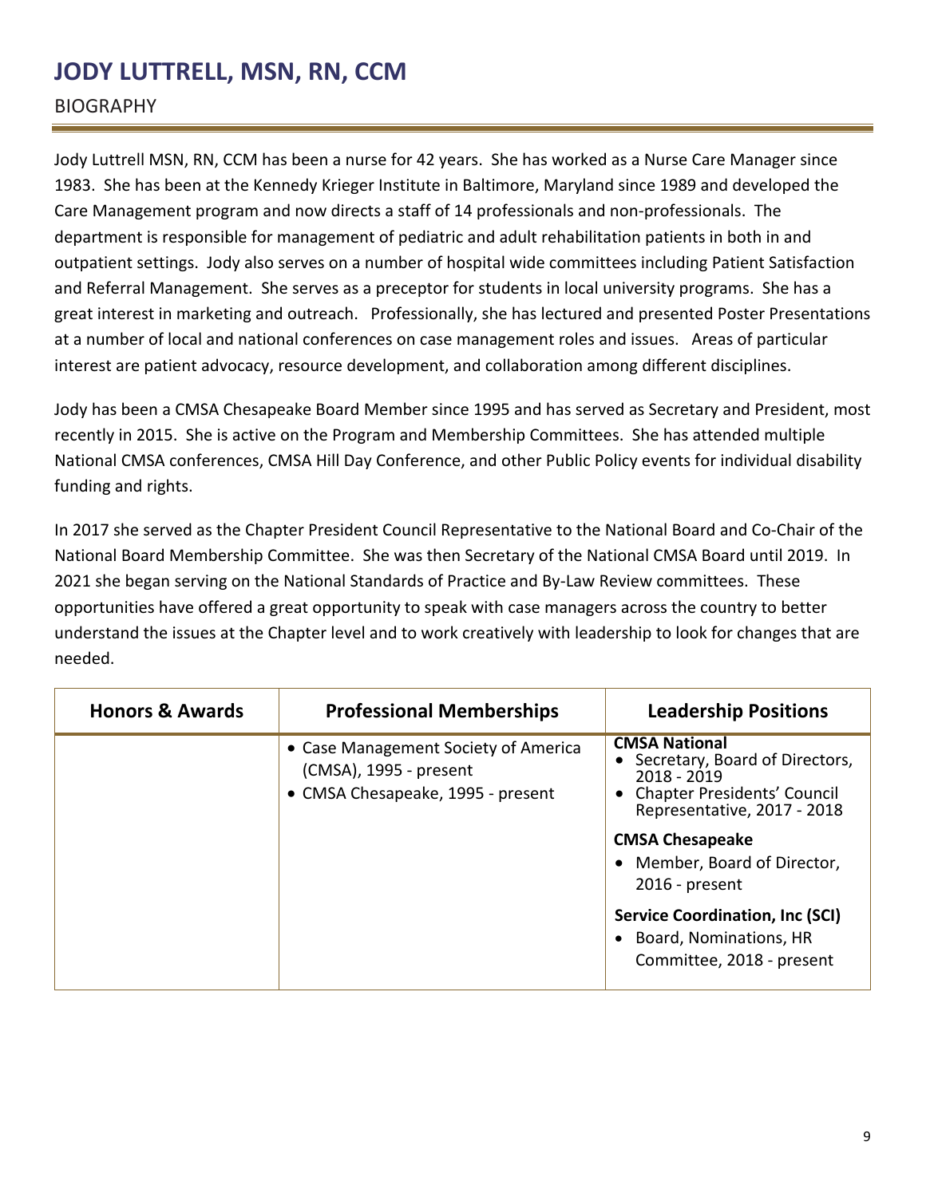# JODY LUTTRELL, MSN, RN, CCM

## BIOGRAPHY

Jody Luttrell MSN, RN, CCM has been a nurse for 42 years. She has worked as a Nurse Care Manager since 1983. She has been at the Kennedy Krieger Institute in Baltimore, Maryland since 1989 and developed the Care Management program and now directs a staff of 14 professionals and non-professionals. The department is responsible for management of pediatric and adult rehabilitation patients in both in and outpatient settings. Jody also serves on a number of hospital wide committees including Patient Satisfaction and Referral Management. She serves as a preceptor for students in local university programs. She has a great interest in marketing and outreach. Professionally, she has lectured and presented Poster Presentations at a number of local and national conferences on case management roles and issues. Areas of particular interest are patient advocacy, resource development, and collaboration among different disciplines.

Jody has been a CMSA Chesapeake Board Member since 1995 and has served as Secretary and President, most recently in 2015. She is active on the Program and Membership Committees. She has attended multiple National CMSA conferences, CMSA Hill Day Conference, and other Public Policy events for individual disability funding and rights.

In 2017 she served as the Chapter President Council Representative to the National Board and Co-Chair of the National Board Membership Committee. She was then Secretary of the National CMSA Board until 2019. In 2021 she began serving on the National Standards of Practice and By-Law Review committees. These opportunities have offered a great opportunity to speak with case managers across the country to better understand the issues at the Chapter level and to work creatively with leadership to look for changes that are needed.

| Honors & Awards | Professional Memberships | Leadership Positions |
|---|---|---|
| | • Case Management Society of America (CMSA), 1995 - present<br>• CMSA Chesapeake, 1995 - present | **CMSA National**<br>• Secretary, Board of Directors, 2018 - 2019<br>• Chapter Presidents' Council Representative, 2017 - 2018<br>**CMSA Chesapeake**<br>• Member, Board of Director, 2016 - present<br>**Service Coordination, Inc (SCI)**<br>• Board, Nominations, HR Committee, 2018 - present |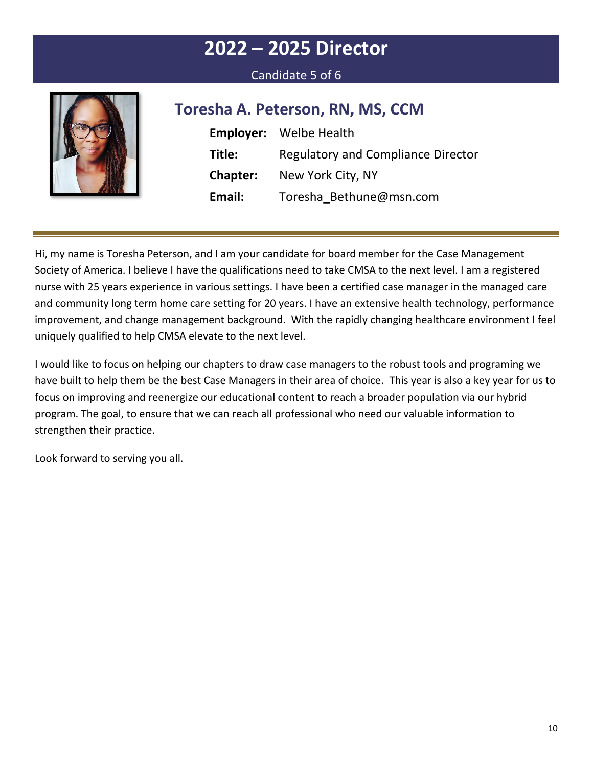# 2022 – 2025 Director

Candidate 5 of 6

## Toresha A. Peterson, RN, MS, CCM

**Employer:** Welbe Health

**Title:** Regulatory and Compliance Director

**Chapter:** New York City, NY

**Email:** Toresha_Bethune@msn.com

Hi, my name is Toresha Peterson, and I am your candidate for board member for the Case Management Society of America. I believe I have the qualifications need to take CMSA to the next level. I am a registered nurse with 25 years experience in various settings. I have been a certified case manager in the managed care and community long term home care setting for 20 years. I have an extensive health technology, performance improvement, and change management background. With the rapidly changing healthcare environment I feel uniquely qualified to help CMSA elevate to the next level.

I would like to focus on helping our chapters to draw case managers to the robust tools and programing we have built to help them be the best Case Managers in their area of choice. This year is also a key year for us to focus on improving and reenergize our educational content to reach a broader population via our hybrid program. The goal, to ensure that we can reach all professional who need our valuable information to strengthen their practice.

Look forward to serving you all.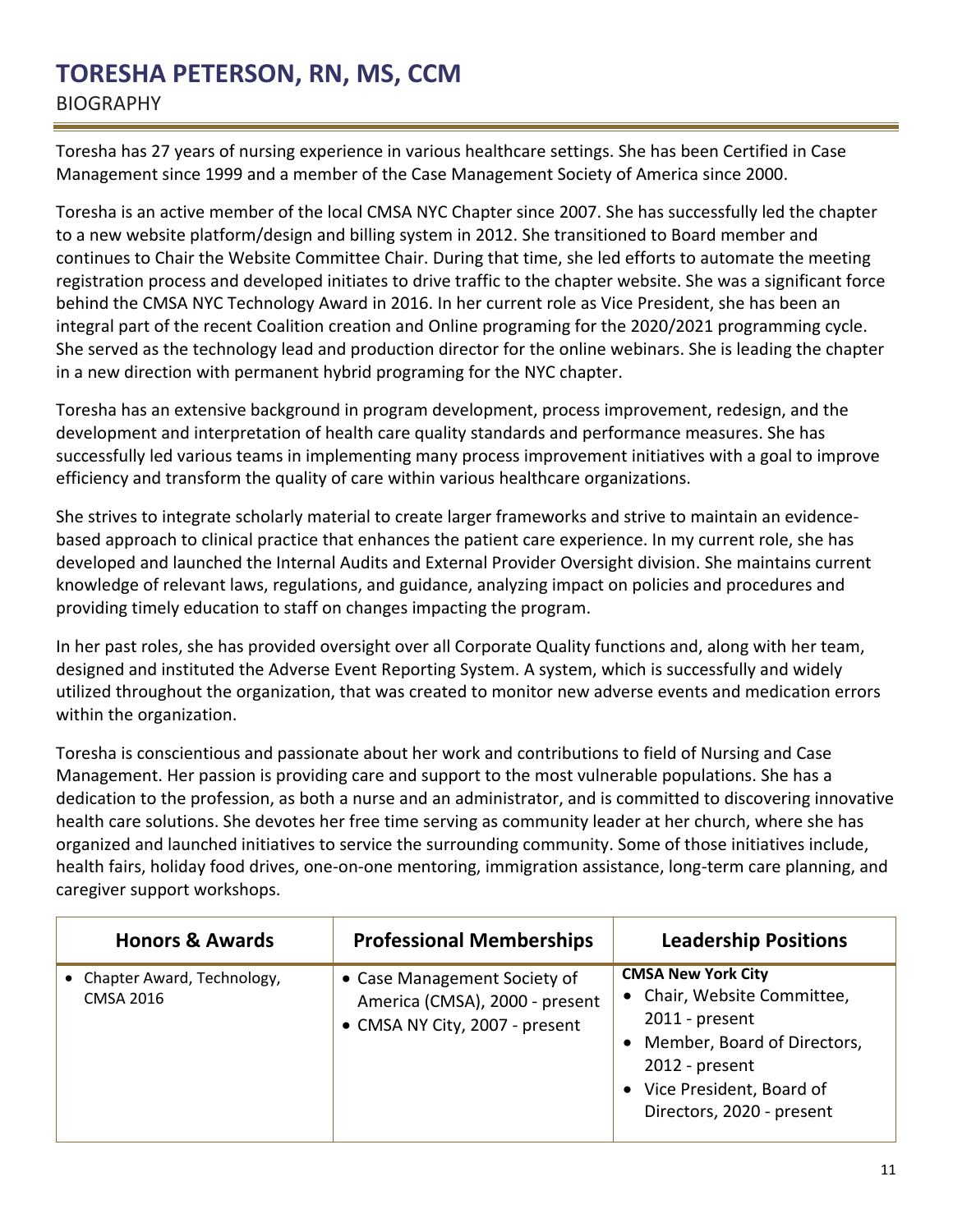# TORESHA PETERSON, RN, MS, CCM

## BIOGRAPHY

Toresha has 27 years of nursing experience in various healthcare settings. She has been Certified in Case Management since 1999 and a member of the Case Management Society of America since 2000.

Toresha is an active member of the local CMSA NYC Chapter since 2007. She has successfully led the chapter to a new website platform/design and billing system in 2012. She transitioned to Board member and continues to Chair the Website Committee Chair. During that time, she led efforts to automate the meeting registration process and developed initiates to drive traffic to the chapter website. She was a significant force behind the CMSA NYC Technology Award in 2016. In her current role as Vice President, she has been an integral part of the recent Coalition creation and Online programing for the 2020/2021 programming cycle. She served as the technology lead and production director for the online webinars. She is leading the chapter in a new direction with permanent hybrid programing for the NYC chapter.

Toresha has an extensive background in program development, process improvement, redesign, and the development and interpretation of health care quality standards and performance measures. She has successfully led various teams in implementing many process improvement initiatives with a goal to improve efficiency and transform the quality of care within various healthcare organizations.

She strives to integrate scholarly material to create larger frameworks and strive to maintain an evidence-based approach to clinical practice that enhances the patient care experience. In my current role, she has developed and launched the Internal Audits and External Provider Oversight division. She maintains current knowledge of relevant laws, regulations, and guidance, analyzing impact on policies and procedures and providing timely education to staff on changes impacting the program.

In her past roles, she has provided oversight over all Corporate Quality functions and, along with her team, designed and instituted the Adverse Event Reporting System. A system, which is successfully and widely utilized throughout the organization, that was created to monitor new adverse events and medication errors within the organization.

Toresha is conscientious and passionate about her work and contributions to field of Nursing and Case Management. Her passion is providing care and support to the most vulnerable populations. She has a dedication to the profession, as both a nurse and an administrator, and is committed to discovering innovative health care solutions. She devotes her free time serving as community leader at her church, where she has organized and launched initiatives to service the surrounding community. Some of those initiatives include, health fairs, holiday food drives, one-on-one mentoring, immigration assistance, long-term care planning, and caregiver support workshops.

| Honors & Awards | Professional Memberships | Leadership Positions |
| --- | --- | --- |
| • Chapter Award, Technology, CMSA 2016 | • Case Management Society of America (CMSA), 2000 - present<br>• CMSA NY City, 2007 - present | **CMSA New York City**<br>• Chair, Website Committee, 2011 - present<br>• Member, Board of Directors, 2012 - present<br>• Vice President, Board of Directors, 2020 - present |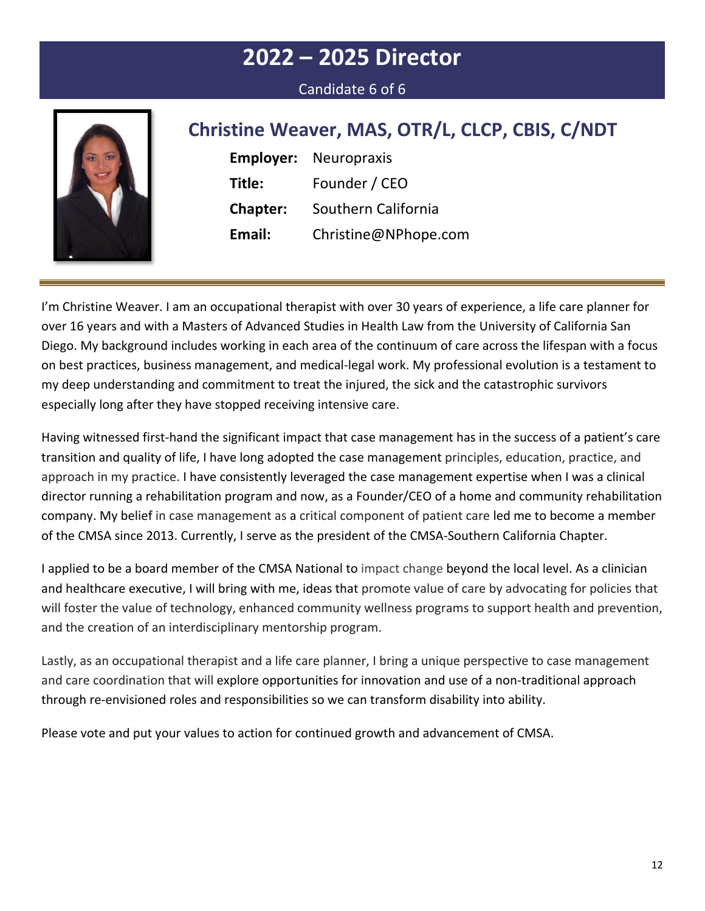# 2022 – 2025 Director

Candidate 6 of 6

## Christine Weaver, MAS, OTR/L, CLCP, CBIS, C/NDT

**Employer:** Neuropraxis

**Title:** Founder / CEO

**Chapter:** Southern California

**Email:** Christine@NPhope.com

---

I'm Christine Weaver. I am an occupational therapist with over 30 years of experience, a life care planner for over 16 years and with a Masters of Advanced Studies in Health Law from the University of California San Diego. My background includes working in each area of the continuum of care across the lifespan with a focus on best practices, business management, and medical-legal work. My professional evolution is a testament to my deep understanding and commitment to treat the injured, the sick and the catastrophic survivors especially long after they have stopped receiving intensive care.

Having witnessed first-hand the significant impact that case management has in the success of a patient's care transition and quality of life, I have long adopted the case management principles, education, practice, and approach in my practice. I have consistently leveraged the case management expertise when I was a clinical director running a rehabilitation program and now, as a Founder/CEO of a home and community rehabilitation company. My belief in case management as a critical component of patient care led me to become a member of the CMSA since 2013. Currently, I serve as the president of the CMSA-Southern California Chapter.

I applied to be a board member of the CMSA National to impact change beyond the local level. As a clinician and healthcare executive, I will bring with me, ideas that promote value of care by advocating for policies that will foster the value of technology, enhanced community wellness programs to support health and prevention, and the creation of an interdisciplinary mentorship program.

Lastly, as an occupational therapist and a life care planner, I bring a unique perspective to case management and care coordination that will explore opportunities for innovation and use of a non-traditional approach through re-envisioned roles and responsibilities so we can transform disability into ability.

Please vote and put your values to action for continued growth and advancement of CMSA.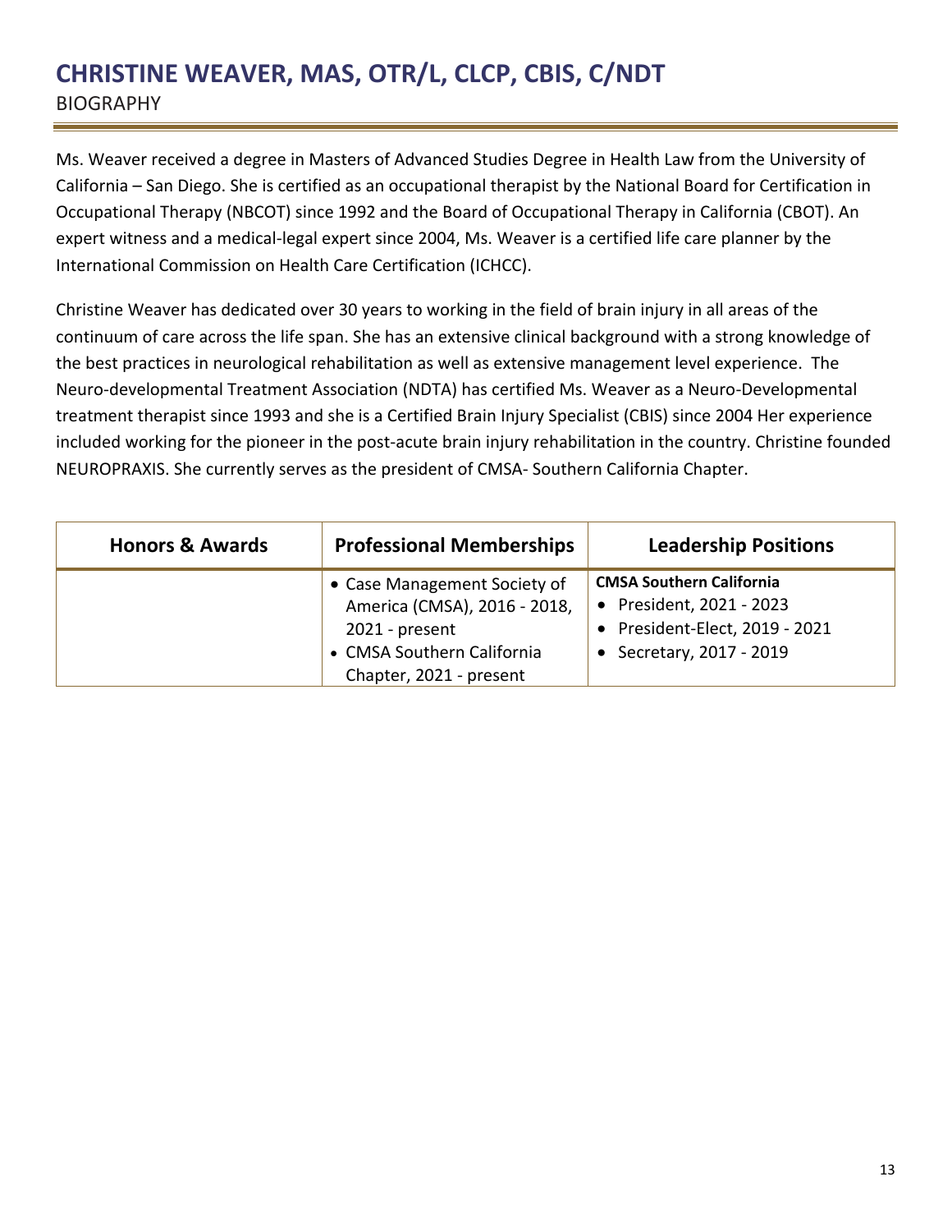# CHRISTINE WEAVER, MAS, OTR/L, CLCP, CBIS, C/NDT

BIOGRAPHY

Ms. Weaver received a degree in Masters of Advanced Studies Degree in Health Law from the University of California – San Diego. She is certified as an occupational therapist by the National Board for Certification in Occupational Therapy (NBCOT) since 1992 and the Board of Occupational Therapy in California (CBOT). An expert witness and a medical-legal expert since 2004, Ms. Weaver is a certified life care planner by the International Commission on Health Care Certification (ICHCC).

Christine Weaver has dedicated over 30 years to working in the field of brain injury in all areas of the continuum of care across the life span. She has an extensive clinical background with a strong knowledge of the best practices in neurological rehabilitation as well as extensive management level experience. The Neuro-developmental Treatment Association (NDTA) has certified Ms. Weaver as a Neuro-Developmental treatment therapist since 1993 and she is a Certified Brain Injury Specialist (CBIS) since 2004 Her experience included working for the pioneer in the post-acute brain injury rehabilitation in the country. Christine founded NEUROPRAXIS. She currently serves as the president of CMSA- Southern California Chapter.

| Honors & Awards | Professional Memberships | Leadership Positions |
| --- | --- | --- |
| | • Case Management Society of America (CMSA), 2016 - 2018, 2021 - present<br>• CMSA Southern California Chapter, 2021 - present | **CMSA Southern California**<br>• President, 2021 - 2023<br>• President-Elect, 2019 - 2021<br>• Secretary, 2017 - 2019 |